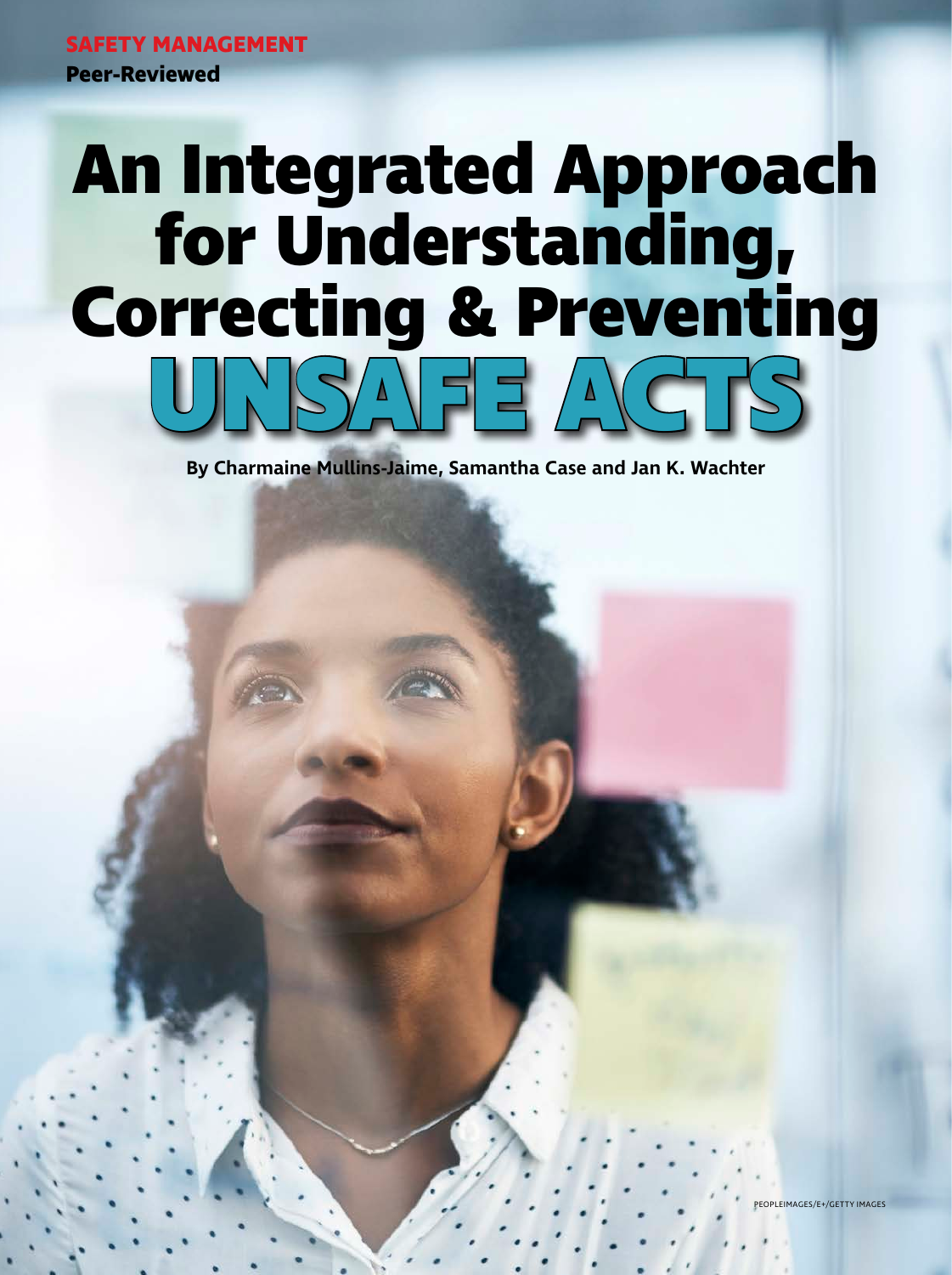SAFETY MANAGEMENT

**Peer-Reviewed**

# An Integrated Approach for Understanding, Correcting & Preventing UNSAFE ACTS

**By Charmaine Mullins-Jaime, Samantha Case and Jan K. Wachter**

PEOPLEIMAGES/E+/GETTY IMAGES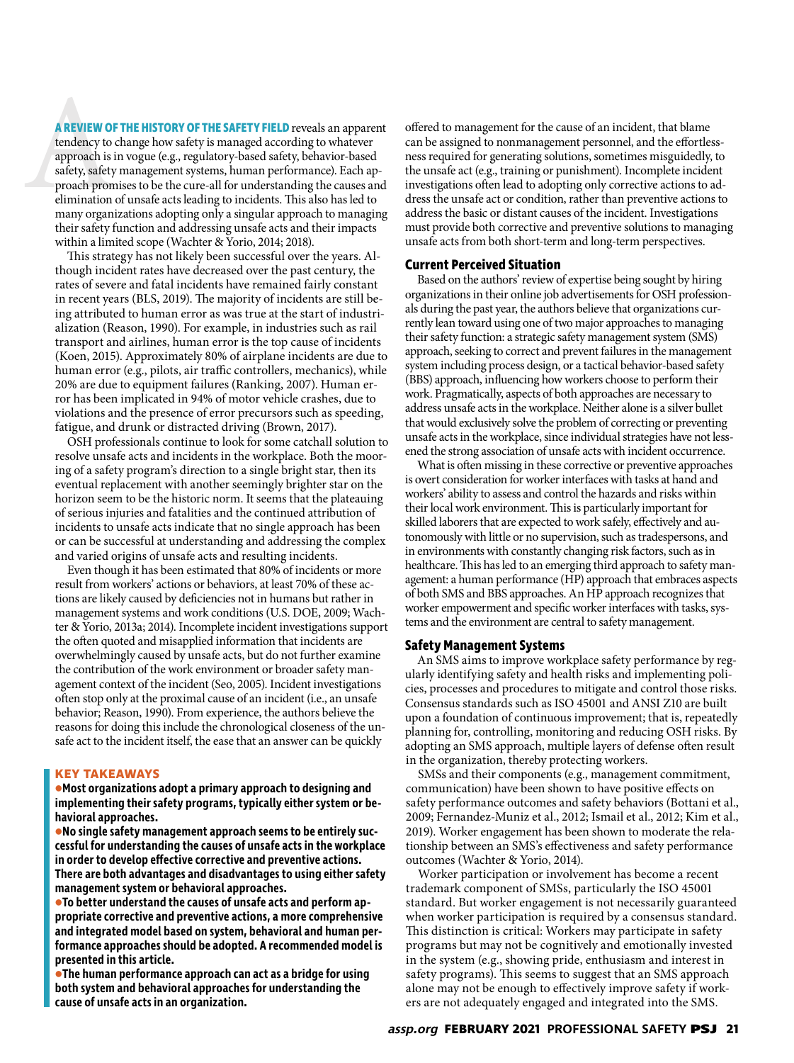A REVIEW OF THE HISTORY OF THE SAFETY FIELD reveals an apparent tendency to change how safety is managed according to whatever approach is in vogue (e.g., regulatory-based safety, behavior-based safety, safety management systems, human performance). Each approach promises to be the cure-all for understanding the causes and elimination of unsafe acts leading to incidents. This also has led to many organizations adopting only a singular approach to managing their safety function and addressing unsafe acts and their impacts within a limited scope (Wachter & Yorio, 2014; 2018).

This strategy has not likely been successful over the years. Although incident rates have decreased over the past century, the rates of severe and fatal incidents have remained fairly constant in recent years (BLS, 2019). The majority of incidents are still being attributed to human error as was true at the start of industrialization (Reason, 1990). For example, in industries such as rail transport and airlines, human error is the top cause of incidents (Koen, 2015). Approximately 80% of airplane incidents are due to human error (e.g., pilots, air traffic controllers, mechanics), while 20% are due to equipment failures (Ranking, 2007). Human error has been implicated in 94% of motor vehicle crashes, due to violations and the presence of error precursors such as speeding, fatigue, and drunk or distracted driving (Brown, 2017).

OSH professionals continue to look for some catchall solution to resolve unsafe acts and incidents in the workplace. Both the mooring of a safety program's direction to a single bright star, then its eventual replacement with another seemingly brighter star on the horizon seem to be the historic norm. It seems that the plateauing of serious injuries and fatalities and the continued attribution of incidents to unsafe acts indicate that no single approach has been or can be successful at understanding and addressing the complex and varied origins of unsafe acts and resulting incidents.

Even though it has been estimated that 80% of incidents or more result from workers' actions or behaviors, at least 70% of these actions are likely caused by deficiencies not in humans but rather in management systems and work conditions (U.S. DOE, 2009; Wachter & Yorio, 2013a; 2014). Incomplete incident investigations support the often quoted and misapplied information that incidents are overwhelmingly caused by unsafe acts, but do not further examine the contribution of the work environment or broader safety management context of the incident (Seo, 2005). Incident investigations often stop only at the proximal cause of an incident (i.e., an unsafe behavior; Reason, 1990). From experience, the authors believe the reasons for doing this include the chronological closeness of the unsafe act to the incident itself, the ease that an answer can be quickly offered to management for the cause of an incident, that blame can be assigned to nonmanagement personnel, and the effortlessness required for generating solutions, sometimes misguidedly, to the unsafe act (e.g., training or punishment). Incomplete incident investigations often lead to adopting only corrective actions to address the unsafe act or condition, rather than preventive actions to address the basic or distant causes of the incident. Investigations must provide both corrective and preventive solutions to managing unsafe acts from both short-term and long-term perspectives.

### KEY TAKEAWAYS

- **Most organizations adopt a primary approach to designing and implementing their safety programs, typically either system or behavioral approaches.**
- **No single safety management approach seems to be entirely successful for understanding the causes of unsafe acts in the workplace in order to develop effective corrective and preventive actions. There are both advantages and disadvantages to using either safety management system or behavioral approaches.**
- **To better understand the causes of unsafe acts and perform appropriate corrective and preventive actions, a more comprehensive and integrated model based on system, behavioral and human performance approaches should be adopted. A recommended model is presented in this article.**
- **The human performance approach can act as a bridge for using both system and behavioral approaches for understanding the cause of unsafe acts in an organization.**

## Current Perceived Situation

Based on the authors' review of expertise being sought by hiring organizations in their online job advertisements for OSH professionals during the past year, the authors believe that organizations currently lean toward using one of two major approaches to managing their safety function: a strategic safety management system (SMS) approach, seeking to correct and prevent failures in the management system including process design, or a tactical behavior-based safety (BBS) approach, influencing how workers choose to perform their work. Pragmatically, aspects of both approaches are necessary to address unsafe acts in the workplace. Neither alone is a silver bullet that would exclusively solve the problem of correcting or preventing unsafe acts in the workplace, since individual strategies have not lessened the strong association of unsafe acts with incident occurrence.

What is often missing in these corrective or preventive approaches is overt consideration for worker interfaces with tasks at hand and workers' ability to assess and control the hazards and risks within their local work environment. This is particularly important for skilled laborers that are expected to work safely, effectively and autonomously with little or no supervision, such as tradespersons, and in environments with constantly changing risk factors, such as in healthcare. This has led to an emerging third approach to safety management: a human performance (HP) approach that embraces aspects of both SMS and BBS approaches. An HP approach recognizes that worker empowerment and specific worker interfaces with tasks, systems and the environment are central to safety management.

## Safety Management Systems

An SMS aims to improve workplace safety performance by regularly identifying safety and health risks and implementing policies, processes and procedures to mitigate and control those risks. Consensus standards such as ISO 45001 and ANSI Z10 are built upon a foundation of continuous improvement; that is, repeatedly planning for, controlling, monitoring and reducing OSH risks. By adopting an SMS approach, multiple layers of defense often result in the organization, thereby protecting workers.

SMSs and their components (e.g., management commitment, communication) have been shown to have positive effects on safety performance outcomes and safety behaviors (Bottani et al., 2009; Fernandez-Muniz et al., 2012; Ismail et al., 2012; Kim et al., 2019). Worker engagement has been shown to moderate the relationship between an SMS's effectiveness and safety performance outcomes (Wachter & Yorio, 2014).

Worker participation or involvement has become a recent trademark component of SMSs, particularly the ISO 45001 standard. But worker engagement is not necessarily guaranteed when worker participation is required by a consensus standard. This distinction is critical: Workers may participate in safety programs but may not be cognitively and emotionally invested in the system (e.g., showing pride, enthusiasm and interest in safety programs). This seems to suggest that an SMS approach alone may not be enough to effectively improve safety if workers are not adequately engaged and integrated into the SMS.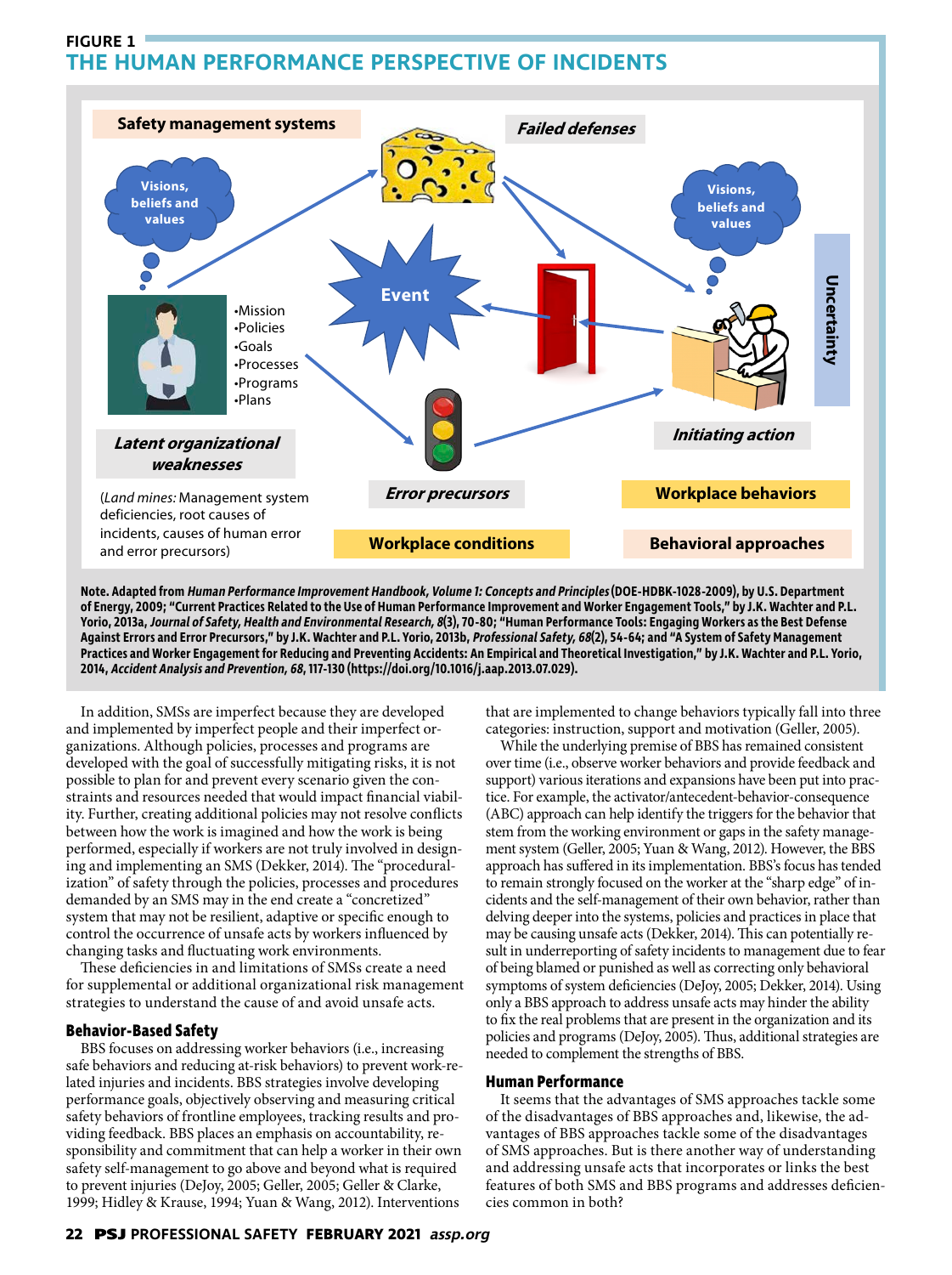**FIGURE 1**
## THE HUMAN PERFORMANCE PERSPECTIVE OF INCIDENTS

Safety management systems

Failed defenses

Visions, beliefs and values

Visions, beliefs and values

Event

Uncertainty

•Mission
•Policies
•Goals
•Processes
•Programs
•Plans

Latent organizational weaknesses

Initiating action

(*Land mines:* Management system deficiencies, root causes of incidents, causes of human error and error precursors)

Error precursors

Workplace behaviors

Workplace conditions

Behavioral approaches

**Note. Adapted from *Human Performance Improvement Handbook, Volume 1: Concepts and Principles* (DOE-HDBK-1028-2009), by U.S. Department of Energy, 2009; "Current Practices Related to the Use of Human Performance Improvement and Worker Engagement Tools," by J.K. Wachter and P.L. Yorio, 2013a, *Journal of Safety, Health and Environmental Research, 8*(3), 70-80; "Human Performance Tools: Engaging Workers as the Best Defense Against Errors and Error Precursors," by J.K. Wachter and P.L. Yorio, 2013b, *Professional Safety, 68*(2), 54-64; and "A System of Safety Management Practices and Worker Engagement for Reducing and Preventing Accidents: An Empirical and Theoretical Investigation," by J.K. Wachter and P.L. Yorio, 2014, *Accident Analysis and Prevention, 68*, 117-130 (https://doi.org/10.1016/j.aap.2013.07.029).**

In addition, SMSs are imperfect because they are developed and implemented by imperfect people and their imperfect organizations. Although policies, processes and programs are developed with the goal of successfully mitigating risks, it is not possible to plan for and prevent every scenario given the constraints and resources needed that would impact financial viability. Further, creating additional policies may not resolve conflicts between how the work is imagined and how the work is being performed, especially if workers are not truly involved in designing and implementing an SMS (Dekker, 2014). The "proceduralization" of safety through the policies, processes and procedures demanded by an SMS may in the end create a "concretized" system that may not be resilient, adaptive or specific enough to control the occurrence of unsafe acts by workers influenced by changing tasks and fluctuating work environments.

These deficiencies in and limitations of SMSs create a need for supplemental or additional organizational risk management strategies to understand the cause of and avoid unsafe acts.

### Behavior-Based Safety

BBS focuses on addressing worker behaviors (i.e., increasing safe behaviors and reducing at-risk behaviors) to prevent work-related injuries and incidents. BBS strategies involve developing performance goals, objectively observing and measuring critical safety behaviors of frontline employees, tracking results and providing feedback. BBS places an emphasis on accountability, responsibility and commitment that can help a worker in their own safety self-management to go above and beyond what is required to prevent injuries (DeJoy, 2005; Geller, 2005; Geller & Clarke, 1999; Hidley & Krause, 1994; Yuan & Wang, 2012). Interventions that are implemented to change behaviors typically fall into three categories: instruction, support and motivation (Geller, 2005).

While the underlying premise of BBS has remained consistent over time (i.e., observe worker behaviors and provide feedback and support) various iterations and expansions have been put into practice. For example, the activator/antecedent-behavior-consequence (ABC) approach can help identify the triggers for the behavior that stem from the working environment or gaps in the safety management system (Geller, 2005; Yuan & Wang, 2012). However, the BBS approach has suffered in its implementation. BBS's focus has tended to remain strongly focused on the worker at the "sharp edge" of incidents and the self-management of their own behavior, rather than delving deeper into the systems, policies and practices in place that may be causing unsafe acts (Dekker, 2014). This can potentially result in underreporting of safety incidents to management due to fear of being blamed or punished as well as correcting only behavioral symptoms of system deficiencies (DeJoy, 2005; Dekker, 2014). Using only a BBS approach to address unsafe acts may hinder the ability to fix the real problems that are present in the organization and its policies and programs (DeJoy, 2005). Thus, additional strategies are needed to complement the strengths of BBS.

### Human Performance

It seems that the advantages of SMS approaches tackle some of the disadvantages of BBS approaches and, likewise, the advantages of BBS approaches tackle some of the disadvantages of SMS approaches. But is there another way of understanding and addressing unsafe acts that incorporates or links the best features of both SMS and BBS programs and addresses deficiencies common in both?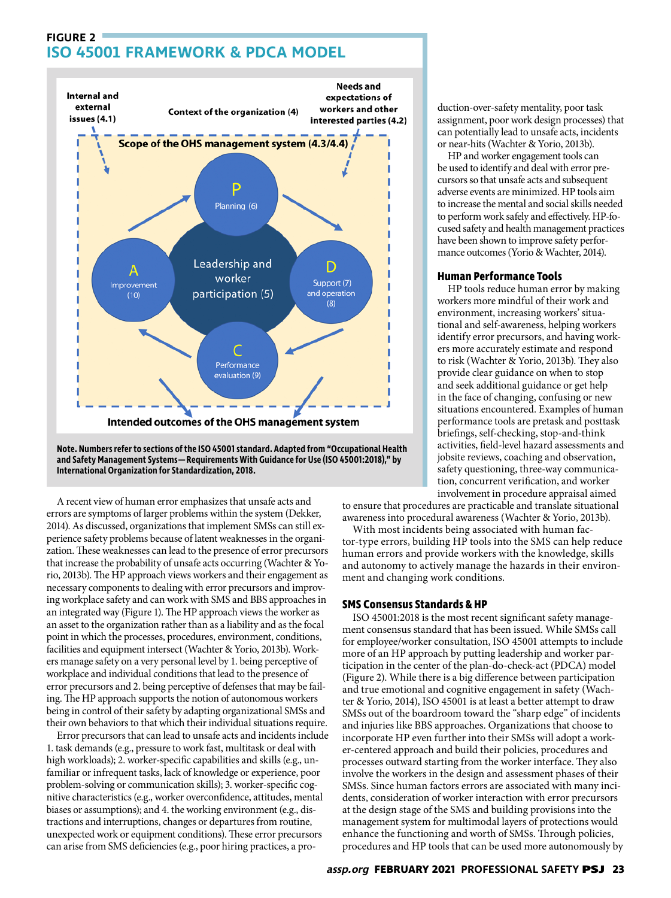**FIGURE 2**
## ISO 45001 FRAMEWORK & PDCA MODEL

Internal and external issues (4.1)

Context of the organization (4)

Needs and expectations of workers and other interested parties (4.2)

Scope of the OHS management system (4.3/4.4)

P Planning (6)

D Support (7) and operation (8)

C Performance evaluation (9)

A Improvement (10)

Leadership and worker participation (5)

Intended outcomes of the OHS management system

**Note. Numbers refer to sections of the ISO 45001 standard. Adapted from "Occupational Health and Safety Management Systems—Requirements With Guidance for Use (ISO 45001:2018)," by International Organization for Standardization, 2018.**

A recent view of human error emphasizes that unsafe acts and errors are symptoms of larger problems within the system (Dekker, 2014). As discussed, organizations that implement SMSs can still experience safety problems because of latent weaknesses in the organization. These weaknesses can lead to the presence of error precursors that increase the probability of unsafe acts occurring (Wachter & Yorio, 2013b). The HP approach views workers and their engagement as necessary components to dealing with error precursors and improving workplace safety and can work with SMS and BBS approaches in an integrated way (Figure 1). The HP approach views the worker as an asset to the organization rather than as a liability and as the focal point in which the processes, procedures, environment, conditions, facilities and equipment intersect (Wachter & Yorio, 2013b). Workers manage safety on a very personal level by 1. being perceptive of workplace and individual conditions that lead to the presence of error precursors and 2. being perceptive of defenses that may be failing. The HP approach supports the notion of autonomous workers being in control of their safety by adapting organizational SMSs and their own behaviors to that which their individual situations require.

Error precursors that can lead to unsafe acts and incidents include 1. task demands (e.g., pressure to work fast, multitask or deal with high workloads); 2. worker-specific capabilities and skills (e.g., unfamiliar or infrequent tasks, lack of knowledge or experience, poor problem-solving or communication skills); 3. worker-specific cognitive characteristics (e.g., worker overconfidence, attitudes, mental biases or assumptions); and 4. the working environment (e.g., distractions and interruptions, changes or departures from routine, unexpected work or equipment conditions). These error precursors can arise from SMS deficiencies (e.g., poor hiring practices, a production-over-safety mentality, poor task assignment, poor work design processes) that can potentially lead to unsafe acts, incidents or near-hits (Wachter & Yorio, 2013b).

HP and worker engagement tools can be used to identify and deal with error precursors so that unsafe acts and subsequent adverse events are minimized. HP tools aim to increase the mental and social skills needed to perform work safely and effectively. HP-focused safety and health management practices have been shown to improve safety performance outcomes (Yorio & Wachter, 2014).

### Human Performance Tools

HP tools reduce human error by making workers more mindful of their work and environment, increasing workers' situational and self-awareness, helping workers identify error precursors, and having workers more accurately estimate and respond to risk (Wachter & Yorio, 2013b). They also provide clear guidance on when to stop and seek additional guidance or get help in the face of changing, confusing or new situations encountered. Examples of human performance tools are pretask and posttask briefings, self-checking, stop-and-think activities, field-level hazard assessments and jobsite reviews, coaching and observation, safety questioning, three-way communication, concurrent verification, and worker involvement in procedure appraisal aimed to ensure that procedures are practicable and translate situational awareness into procedural awareness (Wachter & Yorio, 2013b).

With most incidents being associated with human factor-type errors, building HP tools into the SMS can help reduce human errors and provide workers with the knowledge, skills and autonomy to actively manage the hazards in their environment and changing work conditions.

### SMS Consensus Standards & HP

ISO 45001:2018 is the most recent significant safety management consensus standard that has been issued. While SMSs call for employee/worker consultation, ISO 45001 attempts to include more of an HP approach by putting leadership and worker participation in the center of the plan-do-check-act (PDCA) model (Figure 2). While there is a big difference between participation and true emotional and cognitive engagement in safety (Wachter & Yorio, 2014), ISO 45001 is at least a better attempt to draw SMSs out of the boardroom toward the "sharp edge" of incidents and injuries like BBS approaches. Organizations that choose to incorporate HP even further into their SMSs will adopt a worker-centered approach and build their policies, procedures and processes outward starting from the worker interface. They also involve the workers in the design and assessment phases of their SMSs. Since human factors errors are associated with many incidents, consideration of worker interaction with error precursors at the design stage of the SMS and building provisions into the management system for multimodal layers of protections would enhance the functioning and worth of SMSs. Through policies, procedures and HP tools that can be used more autonomously by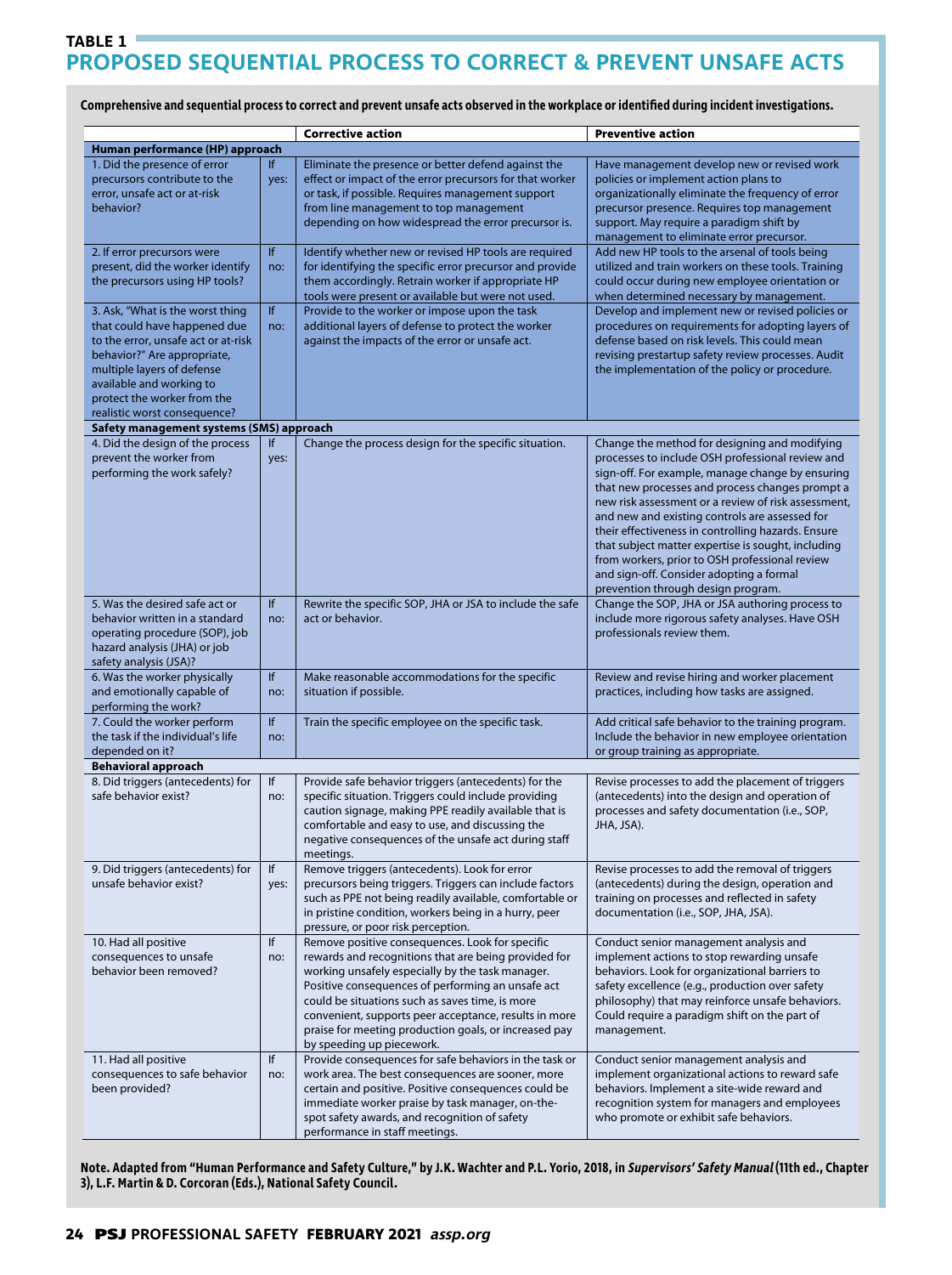## TABLE 1

# PROPOSED SEQUENTIAL PROCESS TO CORRECT & PREVENT UNSAFE ACTS

**Comprehensive and sequential process to correct and prevent unsafe acts observed in the workplace or identified during incident investigations.**

| | | Corrective action | Preventive action |
|---|---|---|---|
| **Human performance (HP) approach** | | | |
| 1. Did the presence of error precursors contribute to the error, unsafe act or at-risk behavior? | If yes: | Eliminate the presence or better defend against the effect or impact of the error precursors for that worker or task, if possible. Requires management support from line management to top management depending on how widespread the error precursor is. | Have management develop new or revised work policies or implement action plans to organizationally eliminate the frequency of error precursor presence. Requires top management support. May require a paradigm shift by management to eliminate error precursor. |
| 2. If error precursors were present, did the worker identify the precursors using HP tools? | If no: | Identify whether new or revised HP tools are required for identifying the specific error precursor and provide them accordingly. Retrain worker if appropriate HP tools were present or available but were not used. | Add new HP tools to the arsenal of tools being utilized and train workers on these tools. Training could occur during new employee orientation or when determined necessary by management. |
| 3. Ask, "What is the worst thing that could have happened due to the error, unsafe act or at-risk behavior?" Are appropriate, multiple layers of defense available and working to protect the worker from the realistic worst consequence? | If no: | Provide to the worker or impose upon the task additional layers of defense to protect the worker against the impacts of the error or unsafe act. | Develop and implement new or revised policies or procedures on requirements for adopting layers of defense based on risk levels. This could mean revising prestartup safety review processes. Audit the implementation of the policy or procedure. |
| **Safety management systems (SMS) approach** | | | |
| 4. Did the design of the process prevent the worker from performing the work safely? | If yes: | Change the process design for the specific situation. | Change the method for designing and modifying processes to include OSH professional review and sign-off. For example, manage change by ensuring that new processes and process changes prompt a new risk assessment or a review of risk assessment, and new and existing controls are assessed for their effectiveness in controlling hazards. Ensure that subject matter expertise is sought, including from workers, prior to OSH professional review and sign-off. Consider adopting a formal prevention through design program. |
| 5. Was the desired safe act or behavior written in a standard operating procedure (SOP), job hazard analysis (JHA) or job safety analysis (JSA)? | If no: | Rewrite the specific SOP, JHA or JSA to include the safe act or behavior. | Change the SOP, JHA or JSA authoring process to include more rigorous safety analyses. Have OSH professionals review them. |
| 6. Was the worker physically and emotionally capable of performing the work? | If no: | Make reasonable accommodations for the specific situation if possible. | Review and revise hiring and worker placement practices, including how tasks are assigned. |
| 7. Could the worker perform the task if the individual's life depended on it? | If no: | Train the specific employee on the specific task. | Add critical safe behavior to the training program. Include the behavior in new employee orientation or group training as appropriate. |
| **Behavioral approach** | | | |
| 8. Did triggers (antecedents) for safe behavior exist? | If no: | Provide safe behavior triggers (antecedents) for the specific situation. Triggers could include providing caution signage, making PPE readily available that is comfortable and easy to use, and discussing the negative consequences of the unsafe act during staff meetings. | Revise processes to add the placement of triggers (antecedents) into the design and operation of processes and safety documentation (i.e., SOP, JHA, JSA). |
| 9. Did triggers (antecedents) for unsafe behavior exist? | If yes: | Remove triggers (antecedents). Look for error precursors being triggers. Triggers can include factors such as PPE not being readily available, comfortable or in pristine condition, workers being in a hurry, peer pressure, or poor risk perception. | Revise processes to add the removal of triggers (antecedents) during the design, operation and training on processes and reflected in safety documentation (i.e., SOP, JHA, JSA). |
| 10. Had all positive consequences to unsafe behavior been removed? | If no: | Remove positive consequences. Look for specific rewards and recognitions that are being provided for working unsafely especially by the task manager. Positive consequences of performing an unsafe act could be situations such as saves time, is more convenient, supports peer acceptance, results in more praise for meeting production goals, or increased pay by speeding up piecework. | Conduct senior management analysis and implement actions to stop rewarding unsafe behaviors. Look for organizational barriers to safety excellence (e.g., production over safety philosophy) that may reinforce unsafe behaviors. Could require a paradigm shift on the part of management. |
| 11. Had all positive consequences to safe behavior been provided? | If no: | Provide consequences for safe behaviors in the task or work area. The best consequences are sooner, more certain and positive. Positive consequences could be immediate worker praise by task manager, on-the-spot safety awards, and recognition of safety performance in staff meetings. | Conduct senior management analysis and implement organizational actions to reward safe behaviors. Implement a site-wide reward and recognition system for managers and employees who promote or exhibit safe behaviors. |

**Note. Adapted from "Human Performance and Safety Culture," by J.K. Wachter and P.L. Yorio, 2018, in *Supervisors' Safety Manual* (11th ed., Chapter 3), L.F. Martin & D. Corcoran (Eds.), National Safety Council.**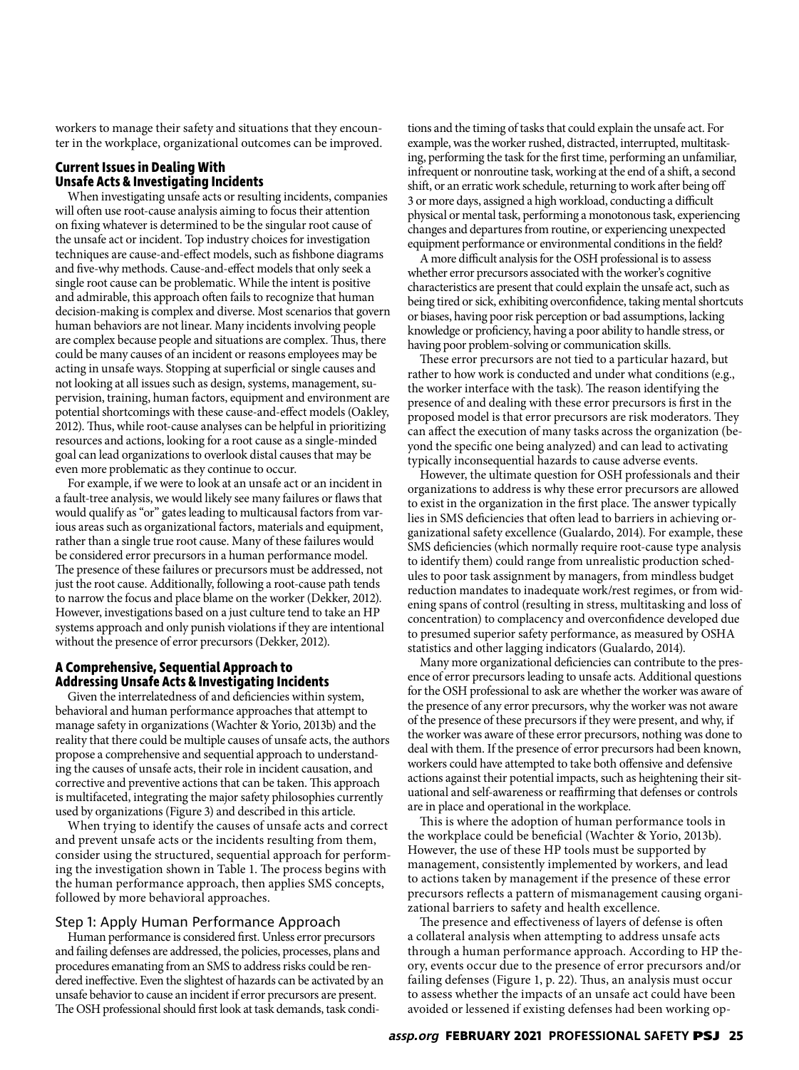workers to manage their safety and situations that they encounter in the workplace, organizational outcomes can be improved.

## Current Issues in Dealing With Unsafe Acts & Investigating Incidents

When investigating unsafe acts or resulting incidents, companies will often use root-cause analysis aiming to focus their attention on fixing whatever is determined to be the singular root cause of the unsafe act or incident. Top industry choices for investigation techniques are cause-and-effect models, such as fishbone diagrams and five-why methods. Cause-and-effect models that only seek a single root cause can be problematic. While the intent is positive and admirable, this approach often fails to recognize that human decision-making is complex and diverse. Most scenarios that govern human behaviors are not linear. Many incidents involving people are complex because people and situations are complex. Thus, there could be many causes of an incident or reasons employees may be acting in unsafe ways. Stopping at superficial or single causes and not looking at all issues such as design, systems, management, supervision, training, human factors, equipment and environment are potential shortcomings with these cause-and-effect models (Oakley, 2012). Thus, while root-cause analyses can be helpful in prioritizing resources and actions, looking for a root cause as a single-minded goal can lead organizations to overlook distal causes that may be even more problematic as they continue to occur.

For example, if we were to look at an unsafe act or an incident in a fault-tree analysis, we would likely see many failures or flaws that would qualify as "or" gates leading to multicausal factors from various areas such as organizational factors, materials and equipment, rather than a single true root cause. Many of these failures would be considered error precursors in a human performance model. The presence of these failures or precursors must be addressed, not just the root cause. Additionally, following a root-cause path tends to narrow the focus and place blame on the worker (Dekker, 2012). However, investigations based on a just culture tend to take an HP systems approach and only punish violations if they are intentional without the presence of error precursors (Dekker, 2012).

## A Comprehensive, Sequential Approach to Addressing Unsafe Acts & Investigating Incidents

Given the interrelatedness of and deficiencies within system, behavioral and human performance approaches that attempt to manage safety in organizations (Wachter & Yorio, 2013b) and the reality that there could be multiple causes of unsafe acts, the authors propose a comprehensive and sequential approach to understanding the causes of unsafe acts, their role in incident causation, and corrective and preventive actions that can be taken. This approach is multifaceted, integrating the major safety philosophies currently used by organizations (Figure 3) and described in this article.

When trying to identify the causes of unsafe acts and correct and prevent unsafe acts or the incidents resulting from them, consider using the structured, sequential approach for performing the investigation shown in Table 1. The process begins with the human performance approach, then applies SMS concepts, followed by more behavioral approaches.

### Step 1: Apply Human Performance Approach

Human performance is considered first. Unless error precursors and failing defenses are addressed, the policies, processes, plans and procedures emanating from an SMS to address risks could be rendered ineffective. Even the slightest of hazards can be activated by an unsafe behavior to cause an incident if error precursors are present. The OSH professional should first look at task demands, task conditions and the timing of tasks that could explain the unsafe act. For example, was the worker rushed, distracted, interrupted, multitasking, performing the task for the first time, performing an unfamiliar, infrequent or nonroutine task, working at the end of a shift, a second shift, or an erratic work schedule, returning to work after being off 3 or more days, assigned a high workload, conducting a difficult physical or mental task, performing a monotonous task, experiencing changes and departures from routine, or experiencing unexpected equipment performance or environmental conditions in the field?

A more difficult analysis for the OSH professional is to assess whether error precursors associated with the worker's cognitive characteristics are present that could explain the unsafe act, such as being tired or sick, exhibiting overconfidence, taking mental shortcuts or biases, having poor risk perception or bad assumptions, lacking knowledge or proficiency, having a poor ability to handle stress, or having poor problem-solving or communication skills.

These error precursors are not tied to a particular hazard, but rather to how work is conducted and under what conditions (e.g., the worker interface with the task). The reason identifying the presence of and dealing with these error precursors is first in the proposed model is that error precursors are risk moderators. They can affect the execution of many tasks across the organization (beyond the specific one being analyzed) and can lead to activating typically inconsequential hazards to cause adverse events.

However, the ultimate question for OSH professionals and their organizations to address is why these error precursors are allowed to exist in the organization in the first place. The answer typically lies in SMS deficiencies that often lead to barriers in achieving organizational safety excellence (Gualardo, 2014). For example, these SMS deficiencies (which normally require root-cause type analysis to identify them) could range from unrealistic production schedules to poor task assignment by managers, from mindless budget reduction mandates to inadequate work/rest regimes, or from widening spans of control (resulting in stress, multitasking and loss of concentration) to complacency and overconfidence developed due to presumed superior safety performance, as measured by OSHA statistics and other lagging indicators (Gualardo, 2014).

Many more organizational deficiencies can contribute to the presence of error precursors leading to unsafe acts. Additional questions for the OSH professional to ask are whether the worker was aware of the presence of any error precursors, why the worker was not aware of the presence of these precursors if they were present, and why, if the worker was aware of these error precursors, nothing was done to deal with them. If the presence of error precursors had been known, workers could have attempted to take both offensive and defensive actions against their potential impacts, such as heightening their situational and self-awareness or reaffirming that defenses or controls are in place and operational in the workplace.

This is where the adoption of human performance tools in the workplace could be beneficial (Wachter & Yorio, 2013b). However, the use of these HP tools must be supported by management, consistently implemented by workers, and lead to actions taken by management if the presence of these error precursors reflects a pattern of mismanagement causing organizational barriers to safety and health excellence.

The presence and effectiveness of layers of defense is often a collateral analysis when attempting to address unsafe acts through a human performance approach. According to HP theory, events occur due to the presence of error precursors and/or failing defenses (Figure 1, p. 22). Thus, an analysis must occur to assess whether the impacts of an unsafe act could have been avoided or lessened if existing defenses had been working op-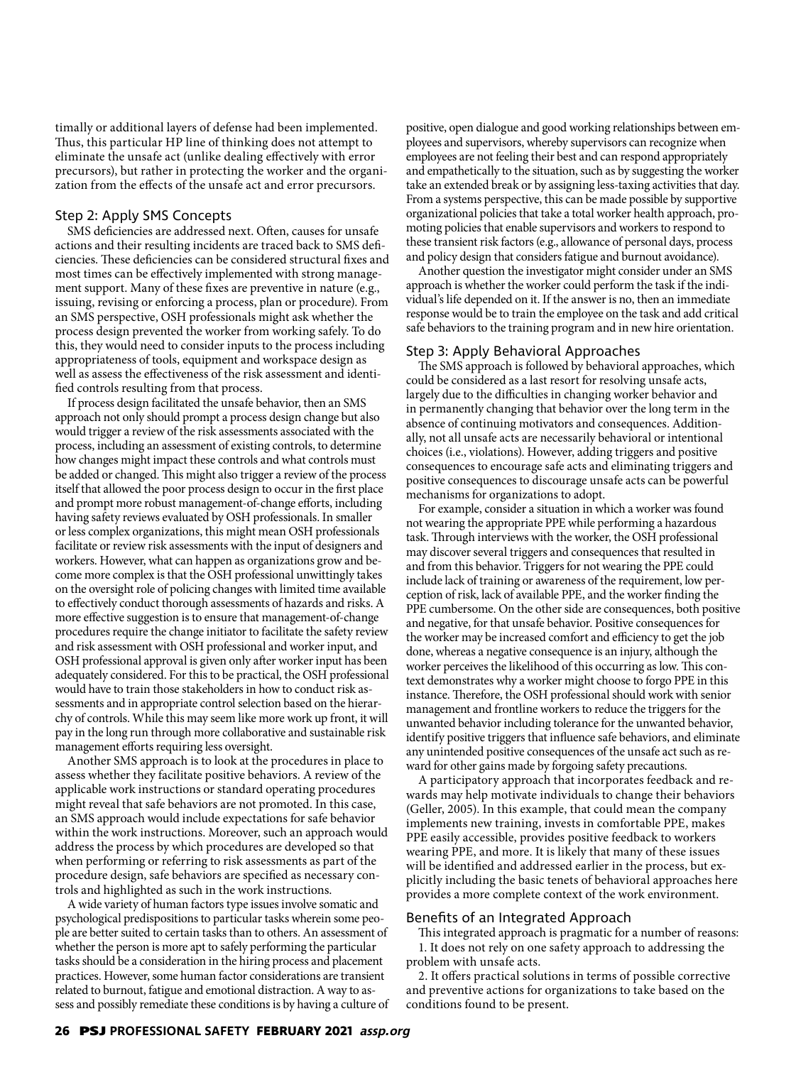timally or additional layers of defense had been implemented. Thus, this particular HP line of thinking does not attempt to eliminate the unsafe act (unlike dealing effectively with error precursors), but rather in protecting the worker and the organization from the effects of the unsafe act and error precursors.

### Step 2: Apply SMS Concepts

SMS deficiencies are addressed next. Often, causes for unsafe actions and their resulting incidents are traced back to SMS deficiencies. These deficiencies can be considered structural fixes and most times can be effectively implemented with strong management support. Many of these fixes are preventive in nature (e.g., issuing, revising or enforcing a process, plan or procedure). From an SMS perspective, OSH professionals might ask whether the process design prevented the worker from working safely. To do this, they would need to consider inputs to the process including appropriateness of tools, equipment and workspace design as well as assess the effectiveness of the risk assessment and identified controls resulting from that process.

If process design facilitated the unsafe behavior, then an SMS approach not only should prompt a process design change but also would trigger a review of the risk assessments associated with the process, including an assessment of existing controls, to determine how changes might impact these controls and what controls must be added or changed. This might also trigger a review of the process itself that allowed the poor process design to occur in the first place and prompt more robust management-of-change efforts, including having safety reviews evaluated by OSH professionals. In smaller or less complex organizations, this might mean OSH professionals facilitate or review risk assessments with the input of designers and workers. However, what can happen as organizations grow and become more complex is that the OSH professional unwittingly takes on the oversight role of policing changes with limited time available to effectively conduct thorough assessments of hazards and risks. A more effective suggestion is to ensure that management-of-change procedures require the change initiator to facilitate the safety review and risk assessment with OSH professional and worker input, and OSH professional approval is given only after worker input has been adequately considered. For this to be practical, the OSH professional would have to train those stakeholders in how to conduct risk assessments and in appropriate control selection based on the hierarchy of controls. While this may seem like more work up front, it will pay in the long run through more collaborative and sustainable risk management efforts requiring less oversight.

Another SMS approach is to look at the procedures in place to assess whether they facilitate positive behaviors. A review of the applicable work instructions or standard operating procedures might reveal that safe behaviors are not promoted. In this case, an SMS approach would include expectations for safe behavior within the work instructions. Moreover, such an approach would address the process by which procedures are developed so that when performing or referring to risk assessments as part of the procedure design, safe behaviors are specified as necessary controls and highlighted as such in the work instructions.

A wide variety of human factors type issues involve somatic and psychological predispositions to particular tasks wherein some people are better suited to certain tasks than to others. An assessment of whether the person is more apt to safely performing the particular tasks should be a consideration in the hiring process and placement practices. However, some human factor considerations are transient related to burnout, fatigue and emotional distraction. A way to assess and possibly remediate these conditions is by having a culture of positive, open dialogue and good working relationships between employees and supervisors, whereby supervisors can recognize when employees are not feeling their best and can respond appropriately and empathetically to the situation, such as by suggesting the worker take an extended break or by assigning less-taxing activities that day. From a systems perspective, this can be made possible by supportive organizational policies that take a total worker health approach, promoting policies that enable supervisors and workers to respond to these transient risk factors (e.g., allowance of personal days, process and policy design that considers fatigue and burnout avoidance).

Another question the investigator might consider under an SMS approach is whether the worker could perform the task if the individual's life depended on it. If the answer is no, then an immediate response would be to train the employee on the task and add critical safe behaviors to the training program and in new hire orientation.

### Step 3: Apply Behavioral Approaches

The SMS approach is followed by behavioral approaches, which could be considered as a last resort for resolving unsafe acts, largely due to the difficulties in changing worker behavior and in permanently changing that behavior over the long term in the absence of continuing motivators and consequences. Additionally, not all unsafe acts are necessarily behavioral or intentional choices (i.e., violations). However, adding triggers and positive consequences to encourage safe acts and eliminating triggers and positive consequences to discourage unsafe acts can be powerful mechanisms for organizations to adopt.

For example, consider a situation in which a worker was found not wearing the appropriate PPE while performing a hazardous task. Through interviews with the worker, the OSH professional may discover several triggers and consequences that resulted in and from this behavior. Triggers for not wearing the PPE could include lack of training or awareness of the requirement, low perception of risk, lack of available PPE, and the worker finding the PPE cumbersome. On the other side are consequences, both positive and negative, for that unsafe behavior. Positive consequences for the worker may be increased comfort and efficiency to get the job done, whereas a negative consequence is an injury, although the worker perceives the likelihood of this occurring as low. This context demonstrates why a worker might choose to forgo PPE in this instance. Therefore, the OSH professional should work with senior management and frontline workers to reduce the triggers for the unwanted behavior including tolerance for the unwanted behavior, identify positive triggers that influence safe behaviors, and eliminate any unintended positive consequences of the unsafe act such as reward for other gains made by forgoing safety precautions.

A participatory approach that incorporates feedback and rewards may help motivate individuals to change their behaviors (Geller, 2005). In this example, that could mean the company implements new training, invests in comfortable PPE, makes PPE easily accessible, provides positive feedback to workers wearing PPE, and more. It is likely that many of these issues will be identified and addressed earlier in the process, but explicitly including the basic tenets of behavioral approaches here provides a more complete context of the work environment.

### Benefits of an Integrated Approach

This integrated approach is pragmatic for a number of reasons:

1. It does not rely on one safety approach to addressing the problem with unsafe acts.
2. It offers practical solutions in terms of possible corrective and preventive actions for organizations to take based on the conditions found to be present.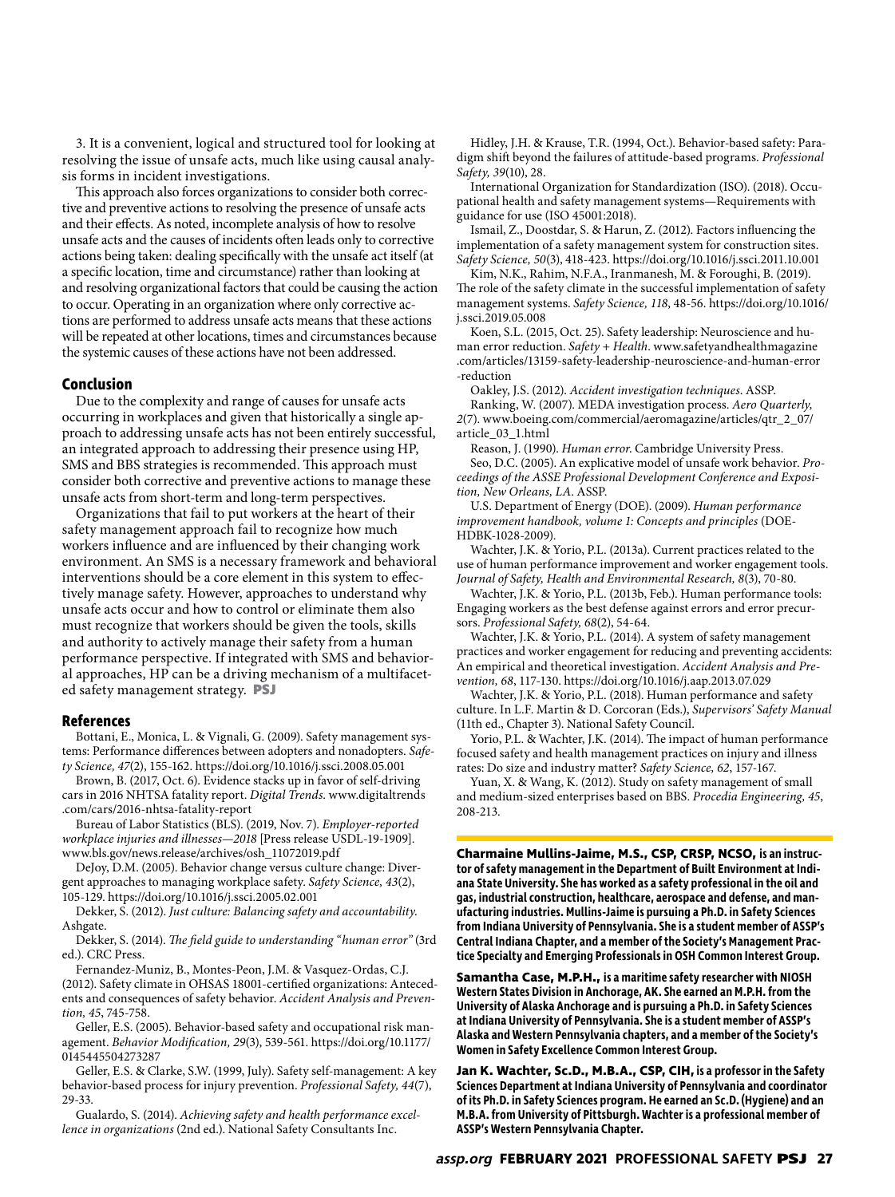3. It is a convenient, logical and structured tool for looking at resolving the issue of unsafe acts, much like using causal analysis forms in incident investigations.

This approach also forces organizations to consider both corrective and preventive actions to resolving the presence of unsafe acts and their effects. As noted, incomplete analysis of how to resolve unsafe acts and the causes of incidents often leads only to corrective actions being taken: dealing specifically with the unsafe act itself (at a specific location, time and circumstance) rather than looking at and resolving organizational factors that could be causing the action to occur. Operating in an organization where only corrective actions are performed to address unsafe acts means that these actions will be repeated at other locations, times and circumstances because the systemic causes of these actions have not been addressed.

## Conclusion

Due to the complexity and range of causes for unsafe acts occurring in workplaces and given that historically a single approach to addressing unsafe acts has not been entirely successful, an integrated approach to addressing their presence using HP, SMS and BBS strategies is recommended. This approach must consider both corrective and preventive actions to manage these unsafe acts from short-term and long-term perspectives.

Organizations that fail to put workers at the heart of their safety management approach fail to recognize how much workers influence and are influenced by their changing work environment. An SMS is a necessary framework and behavioral interventions should be a core element in this system to effectively manage safety. However, approaches to understand why unsafe acts occur and how to control or eliminate them also must recognize that workers should be given the tools, skills and authority to actively manage their safety from a human performance perspective. If integrated with SMS and behavioral approaches, HP can be a driving mechanism of a multifaceted safety management strategy. **PSJ**

## References

Bottani, E., Monica, L. & Vignali, G. (2009). Safety management systems: Performance differences between adopters and nonadopters. *Safety Science, 47*(2), 155-162. https://doi.org/10.1016/j.ssci.2008.05.001

Brown, B. (2017, Oct. 6). Evidence stacks up in favor of self-driving cars in 2016 NHTSA fatality report. *Digital Trends*. www.digitaltrends.com/cars/2016-nhtsa-fatality-report

Bureau of Labor Statistics (BLS). (2019, Nov. 7). *Employer-reported workplace injuries and illnesses—2018* [Press release USDL-19-1909]. www.bls.gov/news.release/archives/osh_11072019.pdf

DeJoy, D.M. (2005). Behavior change versus culture change: Divergent approaches to managing workplace safety. *Safety Science, 43*(2), 105-129. https://doi.org/10.1016/j.ssci.2005.02.001

Dekker, S. (2012). *Just culture: Balancing safety and accountability*. Ashgate.

Dekker, S. (2014). *The field guide to understanding "human error"* (3rd ed.). CRC Press.

Fernandez-Muniz, B., Montes-Peon, J.M. & Vasquez-Ordas, C.J. (2012). Safety climate in OHSAS 18001-certified organizations: Antecedents and consequences of safety behavior. *Accident Analysis and Prevention, 45*, 745-758.

Geller, E.S. (2005). Behavior-based safety and occupational risk management. *Behavior Modification, 29*(3), 539-561. https://doi.org/10.1177/0145445504273287

Geller, E.S. & Clarke, S.W. (1999, July). Safety self-management: A key behavior-based process for injury prevention. *Professional Safety, 44*(7), 29-33.

Gualardo, S. (2014). *Achieving safety and health performance excellence in organizations* (2nd ed.). National Safety Consultants Inc.

Hidley, J.H. & Krause, T.R. (1994, Oct.). Behavior-based safety: Paradigm shift beyond the failures of attitude-based programs. *Professional Safety, 39*(10), 28.

International Organization for Standardization (ISO). (2018). Occupational health and safety management systems—Requirements with guidance for use (ISO 45001:2018).

Ismail, Z., Doostdar, S. & Harun, Z. (2012). Factors influencing the implementation of a safety management system for construction sites. *Safety Science, 50*(3), 418-423. https://doi.org/10.1016/j.ssci.2011.10.001

Kim, N.K., Rahim, N.F.A., Iranmanesh, M. & Foroughi, B. (2019). The role of the safety climate in the successful implementation of safety management systems. *Safety Science, 118*, 48-56. https://doi.org/10.1016/j.ssci.2019.05.008

Koen, S.L. (2015, Oct. 25). Safety leadership: Neuroscience and human error reduction. *Safety + Health*. www.safetyandhealthmagazine.com/articles/13159-safety-leadership-neuroscience-and-human-error-reduction

Oakley, J.S. (2012). *Accident investigation techniques*. ASSP.

Ranking, W. (2007). MEDA investigation process. *Aero Quarterly, 2*(7). www.boeing.com/commercial/aeromagazine/articles/qtr_2_07/article_03_1.html

Reason, J. (1990). *Human error*. Cambridge University Press.

Seo, D.C. (2005). An explicative model of unsafe work behavior. *Proceedings of the ASSE Professional Development Conference and Exposition, New Orleans, LA*. ASSP.

U.S. Department of Energy (DOE). (2009). *Human performance improvement handbook, volume 1: Concepts and principles* (DOE-HDBK-1028-2009).

Wachter, J.K. & Yorio, P.L. (2013a). Current practices related to the use of human performance improvement and worker engagement tools. *Journal of Safety, Health and Environmental Research, 8*(3), 70-80.

Wachter, J.K. & Yorio, P.L. (2013b, Feb.). Human performance tools: Engaging workers as the best defense against errors and error precursors. *Professional Safety, 68*(2), 54-64.

Wachter, J.K. & Yorio, P.L. (2014). A system of safety management practices and worker engagement for reducing and preventing accidents: An empirical and theoretical investigation. *Accident Analysis and Prevention, 68*, 117-130. https://doi.org/10.1016/j.aap.2013.07.029

Wachter, J.K. & Yorio, P.L. (2018). Human performance and safety culture. In L.F. Martin & D. Corcoran (Eds.), *Supervisors' Safety Manual* (11th ed., Chapter 3). National Safety Council.

Yorio, P.L. & Wachter, J.K. (2014). The impact of human performance focused safety and health management practices on injury and illness rates: Do size and industry matter? *Safety Science, 62*, 157-167.

Yuan, X. & Wang, K. (2012). Study on safety management of small and medium-sized enterprises based on BBS. *Procedia Engineering, 45*, 208-213.

**Charmaine Mullins-Jaime, M.S., CSP, CRSP, NCSO, is an instructor of safety management in the Department of Built Environment at Indiana State University. She has worked as a safety professional in the oil and gas, industrial construction, healthcare, aerospace and defense, and manufacturing industries. Mullins-Jaime is pursuing a Ph.D. in Safety Sciences from Indiana University of Pennsylvania. She is a student member of ASSP's Central Indiana Chapter, and a member of the Society's Management Practice Specialty and Emerging Professionals in OSH Common Interest Group.**

**Samantha Case, M.P.H., is a maritime safety researcher with NIOSH Western States Division in Anchorage, AK. She earned an M.P.H. from the University of Alaska Anchorage and is pursuing a Ph.D. in Safety Sciences at Indiana University of Pennsylvania. She is a student member of ASSP's Alaska and Western Pennsylvania chapters, and a member of the Society's Women in Safety Excellence Common Interest Group.**

**Jan K. Wachter, Sc.D., M.B.A., CSP, CIH, is a professor in the Safety Sciences Department at Indiana University of Pennsylvania and coordinator of its Ph.D. in Safety Sciences program. He earned an Sc.D. (Hygiene) and an M.B.A. from University of Pittsburgh. Wachter is a professional member of ASSP's Western Pennsylvania Chapter.**